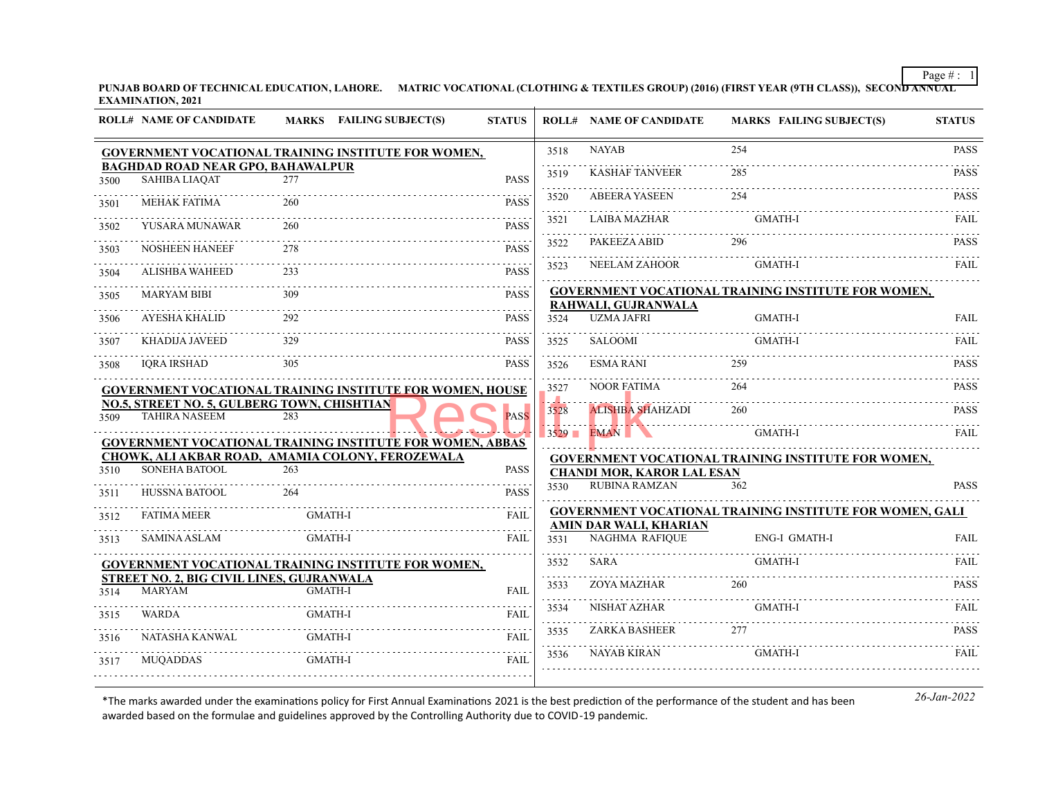**PUNJAB BOARD OF TECHNICAL EDUCATION, LAHORE. MATRIC VOCATIONAL (CLOTHING & TEXTILES GROUP) (2016) (FIRST YEAR (9TH CLASS)), SECOND ANNUAL EXAMINATION, 2021**

| ROLL# | NAME OF CANDIDATE | MARKS | FAILING SUBJECT(S) | STATUS |
|---|---|---|---|---|
| **GOVERNMENT VOCATIONAL TRAINING INSTITUTE FOR WOMEN, BAGHDAD ROAD NEAR GPO, BAHAWALPUR** | | | | |
| 3500 | SAHIBA LIAQAT | 277 | | PASS |
| 3501 | MEHAK FATIMA | 260 | | PASS |
| 3502 | YUSARA MUNAWAR | 260 | | PASS |
| 3503 | NOSHEEN HANEEF | 278 | | PASS |
| 3504 | ALISHBA WAHEED | 233 | | PASS |
| 3505 | MARYAM BIBI | 309 | | PASS |
| 3506 | AYESHA KHALID | 292 | | PASS |
| 3507 | KHADIJA JAVEED | 329 | | PASS |
| 3508 | IQRA IRSHAD | 305 | | PASS |
| **GOVERNMENT VOCATIONAL TRAINING INSTITUTE FOR WOMEN, HOUSE NO.5, STREET NO. 5, GULBERG TOWN, CHISHTIAN** | | | | |
| 3509 | TAHIRA NASEEM | 283 | | PASS |
| **GOVERNMENT VOCATIONAL TRAINING INSTITUTE FOR WOMEN, ABBAS CHOWK, ALI AKBAR ROAD, AMAMIA COLONY, FEROZEWALA** | | | | |
| 3510 | SONEHA BATOOL | 263 | | PASS |
| 3511 | HUSSNA BATOOL | 264 | | PASS |
| 3512 | FATIMA MEER | | GMATH-I | FAIL |
| 3513 | SAMINA ASLAM | | GMATH-I | FAIL |
| **GOVERNMENT VOCATIONAL TRAINING INSTITUTE FOR WOMEN, STREET NO. 2, BIG CIVIL LINES, GUJRANWALA** | | | | |
| 3514 | MARYAM | | GMATH-I | FAIL |
| 3515 | WARDA | | GMATH-I | FAIL |
| 3516 | NATASHA KANWAL | | GMATH-I | FAIL |
| 3517 | MUQADDAS | | GMATH-I | FAIL |
| 3518 | NAYAB | 254 | | PASS |
| 3519 | KASHAF TANVEER | 285 | | PASS |
| 3520 | ABEERA YASEEN | 254 | | PASS |
| 3521 | LAIBA MAZHAR | | GMATH-I | FAIL |
| 3522 | PAKEEZA ABID | 296 | | PASS |
| 3523 | NEELAM ZAHOOR | | GMATH-I | FAIL |
| **GOVERNMENT VOCATIONAL TRAINING INSTITUTE FOR WOMEN, RAHWALI, GUJRANWALA** | | | | |
| 3524 | UZMA JAFRI | | GMATH-I | FAIL |
| 3525 | SALOOMI | | GMATH-I | FAIL |
| 3526 | ESMA RANI | 259 | | PASS |
| 3527 | NOOR FATIMA | 264 | | PASS |
| 3528 | ALISHBA SHAHZADI | 260 | | PASS |
| 3529 | EMAN | | GMATH-I | FAIL |
| **GOVERNMENT VOCATIONAL TRAINING INSTITUTE FOR WOMEN, CHANDI MOR, KAROR LAL ESAN** | | | | |
| 3530 | RUBINA RAMZAN | 362 | | PASS |
| **GOVERNMENT VOCATIONAL TRAINING INSTITUTE FOR WOMEN, GALI AMIN DAR WALI, KHARIAN** | | | | |
| 3531 | NAGHMA RAFIQUE | | ENG-I GMATH-I | FAIL |
| 3532 | SARA | | GMATH-I | FAIL |
| 3533 | ZOYA MAZHAR | 260 | | PASS |
| 3534 | NISHAT AZHAR | | GMATH-I | FAIL |
| 3535 | ZARKA BASHEER | 277 | | PASS |
| 3536 | NAYAB KIRAN | | GMATH-I | FAIL |

*The marks awarded under the examinations policy for First Annual Examinations 2021 is the best prediction of the performance of the student and has been awarded based on the formulae and guidelines approved by the Controlling Authority due to COVID-19 pandemic.

*26-Jan-2022*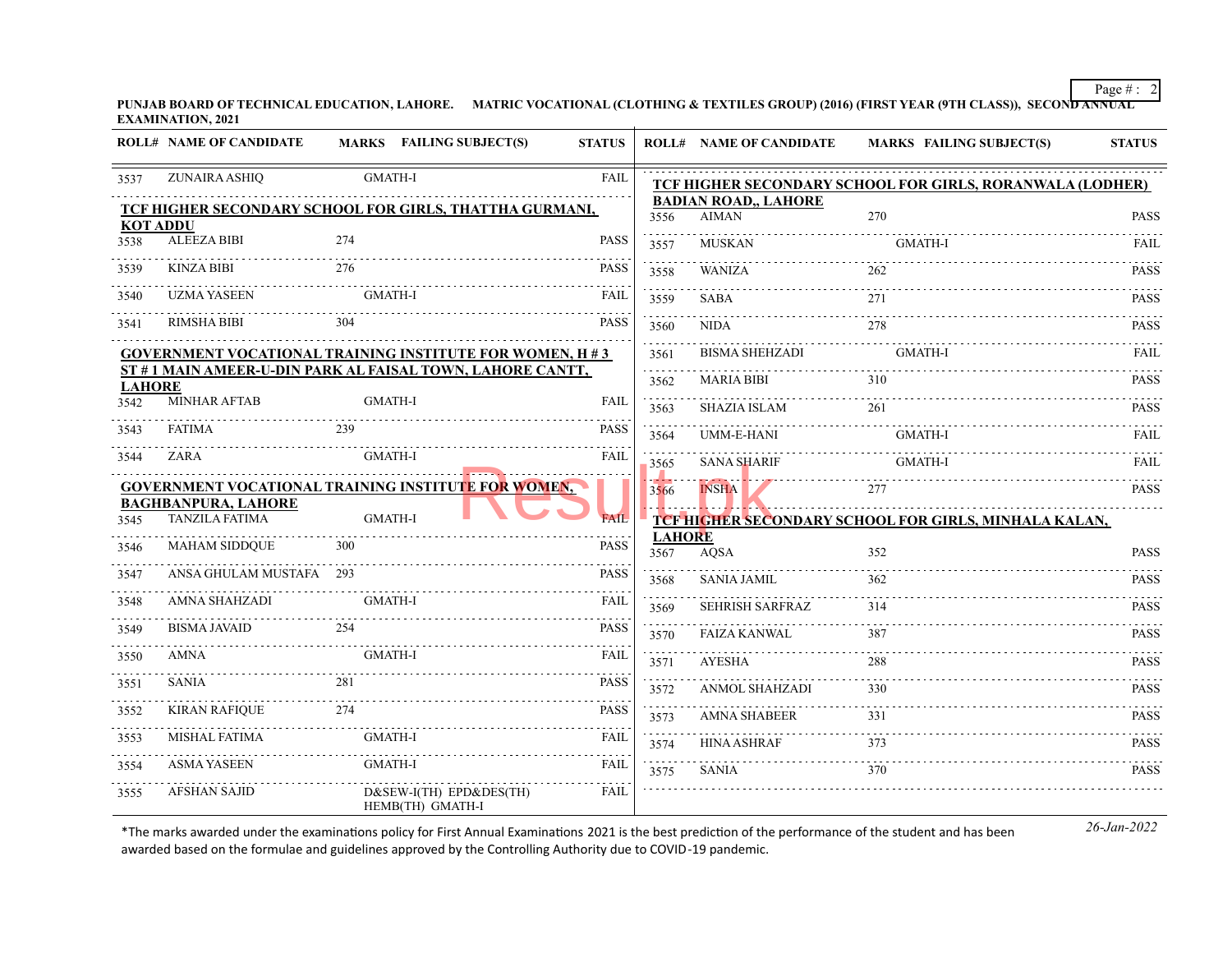PUNJAB BOARD OF TECHNICAL EDUCATION, LAHORE. MATRIC VOCATIONAL (CLOTHING & TEXTILES GROUP) (2016) (FIRST YEAR (9TH CLASS)), SECOND ANNUAL EXAMINATION, 2021

| ROLL# | NAME OF CANDIDATE | MARKS | FAILING SUBJECT(S) | STATUS |
|---|---|---|---|---|
| 3537 | ZUNAIRA ASHIQ | | GMATH-I | FAIL |

**TCF HIGHER SECONDARY SCHOOL FOR GIRLS, THATTHA GURMANI, KOT ADDU**

| ROLL# | NAME OF CANDIDATE | MARKS | FAILING SUBJECT(S) | STATUS |
|---|---|---|---|---|
| 3538 | ALEEZA BIBI | 274 | | PASS |
| 3539 | KINZA BIBI | 276 | | PASS |
| 3540 | UZMA YASEEN | | GMATH-I | FAIL |
| 3541 | RIMSHA BIBI | 304 | | PASS |

**GOVERNMENT VOCATIONAL TRAINING INSTITUTE FOR WOMEN, H # 3 ST # 1 MAIN AMEER-U-DIN PARK AL FAISAL TOWN, LAHORE CANTT, LAHORE**

| ROLL# | NAME OF CANDIDATE | MARKS | FAILING SUBJECT(S) | STATUS |
|---|---|---|---|---|
| 3542 | MINHAR AFTAB | | GMATH-I | FAIL |
| 3543 | FATIMA | 239 | | PASS |
| 3544 | ZARA | | GMATH-I | FAIL |

**GOVERNMENT VOCATIONAL TRAINING INSTITUTE FOR WOMEN, BAGHBANPURA, LAHORE**

| ROLL# | NAME OF CANDIDATE | MARKS | FAILING SUBJECT(S) | STATUS |
|---|---|---|---|---|
| 3545 | TANZILA FATIMA | | GMATH-I | FAIL |
| 3546 | MAHAM SIDDQUE | 300 | | PASS |
| 3547 | ANSA GHULAM MUSTAFA | 293 | | PASS |
| 3548 | AMNA SHAHZADI | | GMATH-I | FAIL |
| 3549 | BISMA JAVAID | 254 | | PASS |
| 3550 | AMNA | | GMATH-I | FAIL |
| 3551 | SANIA | 281 | | PASS |
| 3552 | KIRAN RAFIQUE | 274 | | PASS |
| 3553 | MISHAL FATIMA | | GMATH-I | FAIL |
| 3554 | ASMA YASEEN | | GMATH-I | FAIL |
| 3555 | AFSHAN SAJID | | D&SEW-I(TH) EPD&DES(TH) HEMB(TH) GMATH-I | FAIL |

**TCF HIGHER SECONDARY SCHOOL FOR GIRLS, RORANWALA (LODHER) BADIAN ROAD,, LAHORE**

| ROLL# | NAME OF CANDIDATE | MARKS | FAILING SUBJECT(S) | STATUS |
|---|---|---|---|---|
| 3556 | AIMAN | 270 | | PASS |
| 3557 | MUSKAN | | GMATH-I | FAIL |
| 3558 | WANIZA | 262 | | PASS |
| 3559 | SABA | 271 | | PASS |
| 3560 | NIDA | 278 | | PASS |
| 3561 | BISMA SHEHZADI | | GMATH-I | FAIL |
| 3562 | MARIA BIBI | 310 | | PASS |
| 3563 | SHAZIA ISLAM | 261 | | PASS |
| 3564 | UMM-E-HANI | | GMATH-I | FAIL |
| 3565 | SANA SHARIF | | GMATH-I | FAIL |
| 3566 | INSHA | 277 | | PASS |

**TCF HIGHER SECONDARY SCHOOL FOR GIRLS, MINHALA KALAN, LAHORE**

| ROLL# | NAME OF CANDIDATE | MARKS | FAILING SUBJECT(S) | STATUS |
|---|---|---|---|---|
| 3567 | AQSA | 352 | | PASS |
| 3568 | SANIA JAMIL | 362 | | PASS |
| 3569 | SEHRISH SARFRAZ | 314 | | PASS |
| 3570 | FAIZA KANWAL | 387 | | PASS |
| 3571 | AYESHA | 288 | | PASS |
| 3572 | ANMOL SHAHZADI | 330 | | PASS |
| 3573 | AMNA SHABEER | 331 | | PASS |
| 3574 | HINA ASHRAF | 373 | | PASS |
| 3575 | SANIA | 370 | | PASS |

*The marks awarded under the examinations policy for First Annual Examinations 2021 is the best prediction of the performance of the student and has been awarded based on the formulae and guidelines approved by the Controlling Authority due to COVID-19 pandemic.

*26-Jan-2022*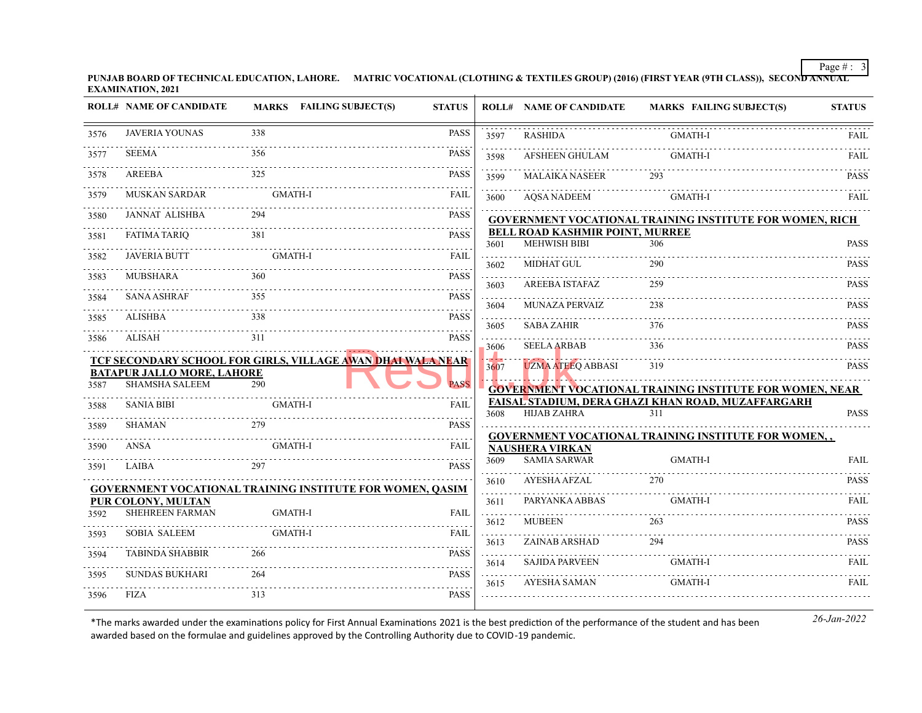**PUNJAB BOARD OF TECHNICAL EDUCATION, LAHORE. MATRIC VOCATIONAL (CLOTHING & TEXTILES GROUP) (2016) (FIRST YEAR (9TH CLASS)), SECOND ANNUAL EXAMINATION, 2021**

| ROLL# | NAME OF CANDIDATE | MARKS | FAILING SUBJECT(S) | STATUS |
|---|---|---|---|---|
| 3576 | JAVERIA YOUNAS | 338 | | PASS |
| 3577 | SEEMA | 356 | | PASS |
| 3578 | AREEBA | 325 | | PASS |
| 3579 | MUSKAN SARDAR | | GMATH-I | FAIL |
| 3580 | JANNAT ALISHBA | 294 | | PASS |
| 3581 | FATIMA TARIQ | 381 | | PASS |
| 3582 | JAVERIA BUTT | | GMATH-I | FAIL |
| 3583 | MUBSHARA | 360 | | PASS |
| 3584 | SANA ASHRAF | 355 | | PASS |
| 3585 | ALISHBA | 338 | | PASS |
| 3586 | ALISAH | 311 | | PASS |

**TCF SECONDARY SCHOOL FOR GIRLS, VILLAGE AWAN DHAI WALA NEAR BATAPUR JALLO MORE, LAHORE**

| ROLL# | NAME OF CANDIDATE | MARKS | FAILING SUBJECT(S) | STATUS |
|---|---|---|---|---|
| 3587 | SHAMSHA SALEEM | 290 | | PASS |
| 3588 | SANIA BIBI | | GMATH-I | FAIL |
| 3589 | SHAMAN | 279 | | PASS |
| 3590 | ANSA | | GMATH-I | FAIL |
| 3591 | LAIBA | 297 | | PASS |

**GOVERNMENT VOCATIONAL TRAINING INSTITUTE FOR WOMEN, QASIM PUR COLONY, MULTAN**

| ROLL# | NAME OF CANDIDATE | MARKS | FAILING SUBJECT(S) | STATUS |
|---|---|---|---|---|
| 3592 | SHEHREEN FARMAN | | GMATH-I | FAIL |
| 3593 | SOBIA SALEEM | | GMATH-I | FAIL |
| 3594 | TABINDA SHABBIR | 266 | | PASS |
| 3595 | SUNDAS BUKHARI | 264 | | PASS |
| 3596 | FIZA | 313 | | PASS |
| 3597 | RASHIDA | | GMATH-I | FAIL |
| 3598 | AFSHEEN GHULAM | | GMATH-I | FAIL |
| 3599 | MALAIKA NASEER | 293 | | PASS |
| 3600 | AQSA NADEEM | | GMATH-I | FAIL |

**GOVERNMENT VOCATIONAL TRAINING INSTITUTE FOR WOMEN, RICH BELL ROAD KASHMIR POINT, MURREE**

| ROLL# | NAME OF CANDIDATE | MARKS | FAILING SUBJECT(S) | STATUS |
|---|---|---|---|---|
| 3601 | MEHWISH BIBI | 306 | | PASS |
| 3602 | MIDHAT GUL | 290 | | PASS |
| 3603 | AREEBA ISTAFAZ | 259 | | PASS |
| 3604 | MUNAZA PERVAIZ | 238 | | PASS |
| 3605 | SABA ZAHIR | 376 | | PASS |
| 3606 | SEELA ARBAB | 336 | | PASS |
| 3607 | UZMA ATEEQ ABBASI | 319 | | PASS |

**GOVERNMENT VOCATIONAL TRAINING INSTITUTE FOR WOMEN, NEAR FAISAL STADIUM, DERA GHAZI KHAN ROAD, MUZAFFARGARH**

| ROLL# | NAME OF CANDIDATE | MARKS | FAILING SUBJECT(S) | STATUS |
|---|---|---|---|---|
| 3608 | HIJAB ZAHRA | 311 | | PASS |

**GOVERNMENT VOCATIONAL TRAINING INSTITUTE FOR WOMEN, , NAUSHERA VIRKAN**

| ROLL# | NAME OF CANDIDATE | MARKS | FAILING SUBJECT(S) | STATUS |
|---|---|---|---|---|
| 3609 | SAMIA SARWAR | | GMATH-I | FAIL |
| 3610 | AYESHA AFZAL | 270 | | PASS |
| 3611 | PARYANKA ABBAS | | GMATH-I | FAIL |
| 3612 | MUBEEN | 263 | | PASS |
| 3613 | ZAINAB ARSHAD | 294 | | PASS |
| 3614 | SAJIDA PARVEEN | | GMATH-I | FAIL |
| 3615 | AYESHA SAMAN | | GMATH-I | FAIL |

*The marks awarded under the examinations policy for First Annual Examinations 2021 is the best prediction of the performance of the student and has been awarded based on the formulae and guidelines approved by the Controlling Authority due to COVID-19 pandemic.

*26-Jan-2022*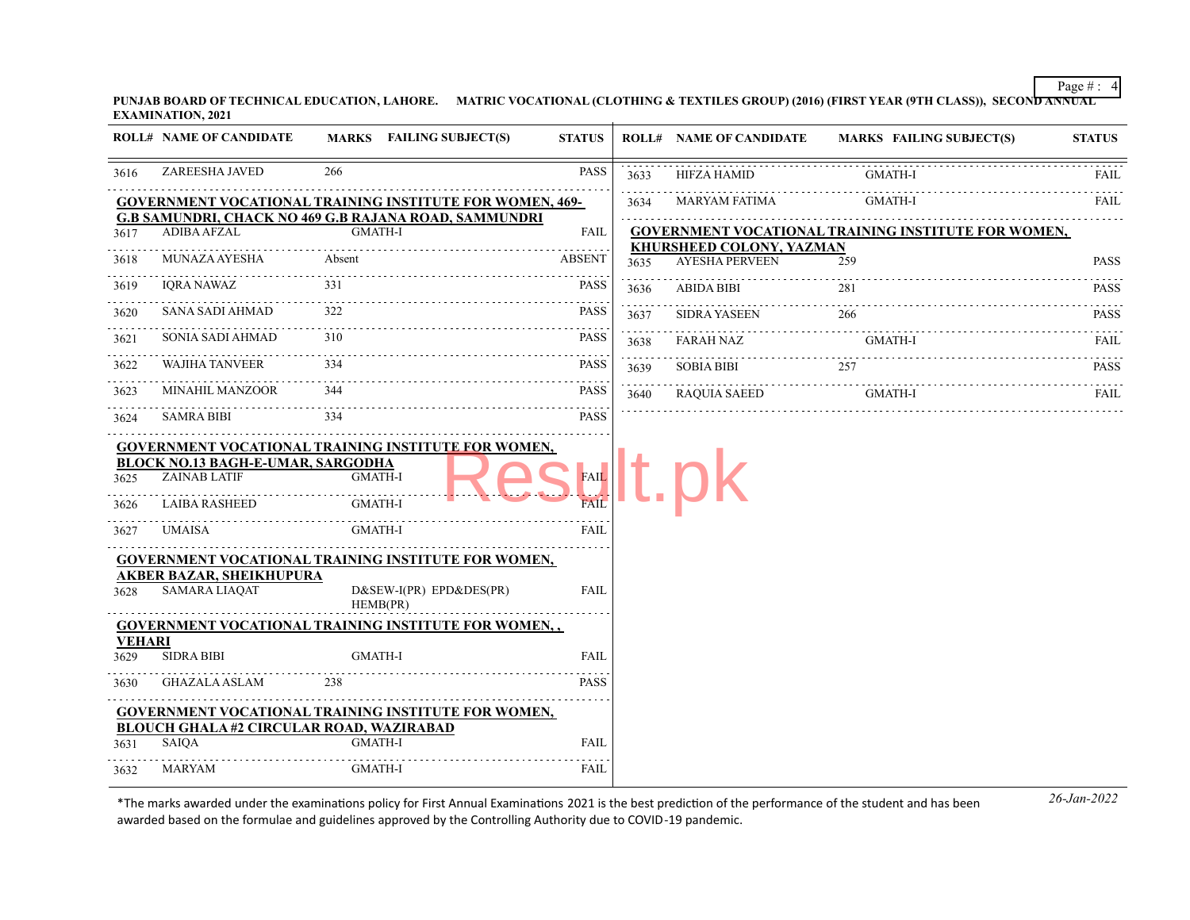**PUNJAB BOARD OF TECHNICAL EDUCATION, LAHORE. MATRIC VOCATIONAL (CLOTHING & TEXTILES GROUP) (2016) (FIRST YEAR (9TH CLASS)), SECOND ANNUAL EXAMINATION, 2021**

| ROLL# | NAME OF CANDIDATE | MARKS | FAILING SUBJECT(S) | STATUS |
|---|---|---|---|---|
| 3616 | ZAREESHA JAVED | 266 | | PASS |
| **GOVERNMENT VOCATIONAL TRAINING INSTITUTE FOR WOMEN, 469-G.B SAMUNDRI, CHACK NO 469 G.B RAJANA ROAD, SAMMUNDRI** | | | | |
| 3617 | ADIBA AFZAL | | GMATH-I | FAIL |
| 3618 | MUNAZA AYESHA | Absent | | ABSENT |
| 3619 | IQRA NAWAZ | 331 | | PASS |
| 3620 | SANA SADI AHMAD | 322 | | PASS |
| 3621 | SONIA SADI AHMAD | 310 | | PASS |
| 3622 | WAJIHA TANVEER | 334 | | PASS |
| 3623 | MINAHIL MANZOOR | 344 | | PASS |
| 3624 | SAMRA BIBI | 334 | | PASS |
| **GOVERNMENT VOCATIONAL TRAINING INSTITUTE FOR WOMEN, BLOCK NO.13 BAGH-E-UMAR, SARGODHA** | | | | |
| 3625 | ZAINAB LATIF | | GMATH-I | FAIL |
| 3626 | LAIBA RASHEED | | GMATH-I | FAIL |
| 3627 | UMAISA | | GMATH-I | FAIL |
| **GOVERNMENT VOCATIONAL TRAINING INSTITUTE FOR WOMEN, AKBER BAZAR, SHEIKHUPURA** | | | | |
| 3628 | SAMARA LIAQAT | | D&SEW-I(PR) EPD&DES(PR) HEMB(PR) | FAIL |
| **GOVERNMENT VOCATIONAL TRAINING INSTITUTE FOR WOMEN, , VEHARI** | | | | |
| 3629 | SIDRA BIBI | | GMATH-I | FAIL |
| 3630 | GHAZALA ASLAM | 238 | | PASS |
| **GOVERNMENT VOCATIONAL TRAINING INSTITUTE FOR WOMEN, BLOUCH GHALA #2 CIRCULAR ROAD, WAZIRABAD** | | | | |
| 3631 | SAIQA | | GMATH-I | FAIL |
| 3632 | MARYAM | | GMATH-I | FAIL |
| 3633 | HIFZA HAMID | | GMATH-I | FAIL |
| 3634 | MARYAM FATIMA | | GMATH-I | FAIL |
| **GOVERNMENT VOCATIONAL TRAINING INSTITUTE FOR WOMEN, KHURSHEED COLONY, YAZMAN** | | | | |
| 3635 | AYESHA PERVEEN | 259 | | PASS |
| 3636 | ABIDA BIBI | 281 | | PASS |
| 3637 | SIDRA YASEEN | 266 | | PASS |
| 3638 | FARAH NAZ | | GMATH-I | FAIL |
| 3639 | SOBIA BIBI | 257 | | PASS |
| 3640 | RAQUIA SAEED | | GMATH-I | FAIL |

*The marks awarded under the examinations policy for First Annual Examinations 2021 is the best prediction of the performance of the student and has been awarded based on the formulae and guidelines approved by the Controlling Authority due to COVID-19 pandemic.

*26-Jan-2022*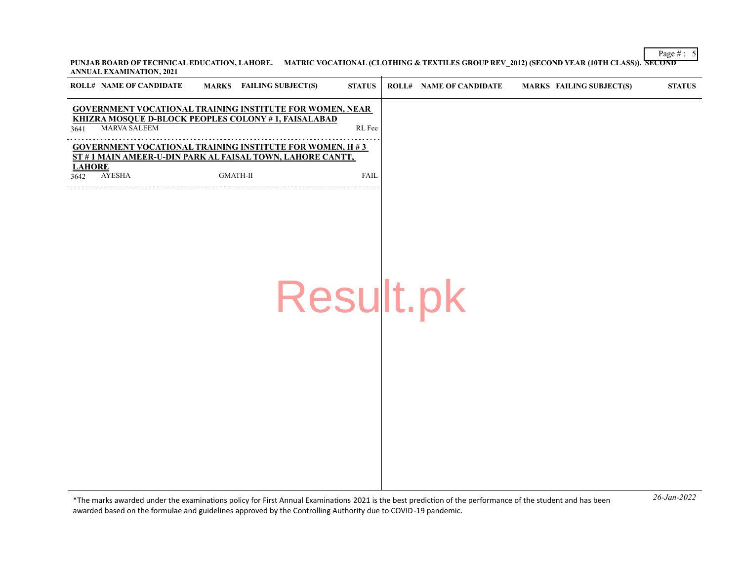PUNJAB BOARD OF TECHNICAL EDUCATION, LAHORE. MATRIC VOCATIONAL (CLOTHING & TEXTILES GROUP REV_2012) (SECOND YEAR (10TH CLASS)), SECOND ANNUAL EXAMINATION, 2021

**GOVERNMENT VOCATIONAL TRAINING INSTITUTE FOR WOMEN, NEAR KHIZRA MOSQUE D-BLOCK PEOPLES COLONY # 1, FAISALABAD**

| ROLL# | NAME OF CANDIDATE | MARKS | FAILING SUBJECT(S) | STATUS |
|---|---|---|---|---|
| 3641 | MARVA SALEEM | | | RL Fee |

**GOVERNMENT VOCATIONAL TRAINING INSTITUTE FOR WOMEN, H # 3 ST # 1 MAIN AMEER-U-DIN PARK AL FAISAL TOWN, LAHORE CANTT, LAHORE**

| ROLL# | NAME OF CANDIDATE | MARKS | FAILING SUBJECT(S) | STATUS |
|---|---|---|---|---|
| 3642 | AYESHA | | GMATH-II | FAIL |

*The marks awarded under the examinations policy for First Annual Examinations 2021 is the best prediction of the performance of the student and has been awarded based on the formulae and guidelines approved by the Controlling Authority due to COVID-19 pandemic.

*26-Jan-2022*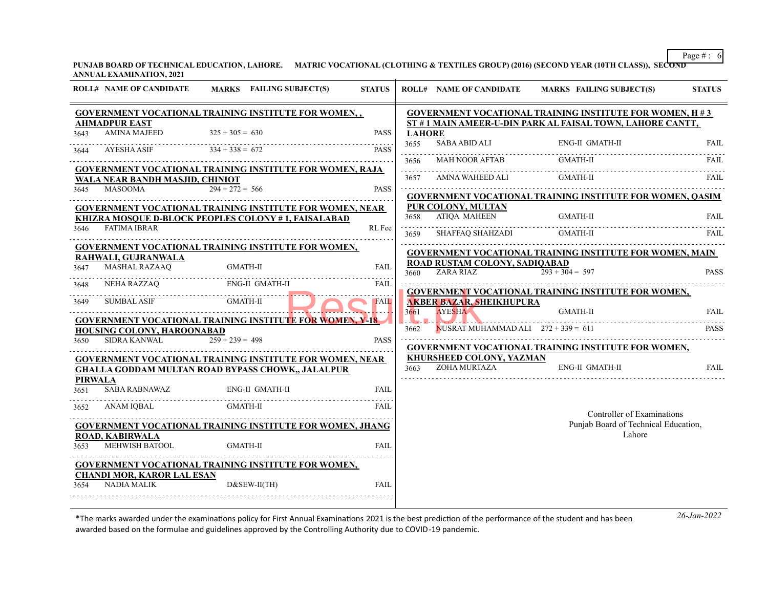**PUNJAB BOARD OF TECHNICAL EDUCATION, LAHORE. MATRIC VOCATIONAL (CLOTHING & TEXTILES GROUP) (2016) (SECOND YEAR (10TH CLASS)), SECOND ANNUAL EXAMINATION, 2021**

| ROLL# | NAME OF CANDIDATE | MARKS | FAILING SUBJECT(S) | STATUS |
|---|---|---|---|---|
| **GOVERNMENT VOCATIONAL TRAINING INSTITUTE FOR WOMEN, , AHMADPUR EAST** | | | | |
| 3643 | AMINA MAJEED | 325 + 305 = 630 | | PASS |
| 3644 | AYESHA ASIF | 334 + 338 = 672 | | PASS |
| **GOVERNMENT VOCATIONAL TRAINING INSTITUTE FOR WOMEN, RAJA WALA NEAR BANDH MASJID, CHINIOT** | | | | |
| 3645 | MASOOMA | 294 + 272 = 566 | | PASS |
| **GOVERNMENT VOCATIONAL TRAINING INSTITUTE FOR WOMEN, NEAR KHIZRA MOSQUE D-BLOCK PEOPLES COLONY # 1, FAISALABAD** | | | | |
| 3646 | FATIMA IBRAR | | | RL Fee |
| **GOVERNMENT VOCATIONAL TRAINING INSTITUTE FOR WOMEN, RAHWALI, GUJRANWALA** | | | | |
| 3647 | MASHAL RAZAAQ | | GMATH-II | FAIL |
| 3648 | NEHA RAZZAQ | | ENG-II GMATH-II | FAIL |
| 3649 | SUMBAL ASIF | | GMATH-II | FAIL |
| **GOVERNMENT VOCATIONAL TRAINING INSTITUTE FOR WOMEN, Y-18 HOUSING COLONY, HAROONABAD** | | | | |
| 3650 | SIDRA KANWAL | 259 + 239 = 498 | | PASS |
| **GOVERNMENT VOCATIONAL TRAINING INSTITUTE FOR WOMEN, NEAR GHALLA GODDAM MULTAN ROAD BYPASS CHOWK,, JALALPUR PIRWALA** | | | | |
| 3651 | SABA RABNAWAZ | | ENG-II GMATH-II | FAIL |
| 3652 | ANAM IQBAL | | GMATH-II | FAIL |
| **GOVERNMENT VOCATIONAL TRAINING INSTITUTE FOR WOMEN, JHANG ROAD, KABIRWALA** | | | | |
| 3653 | MEHWISH BATOOL | | GMATH-II | FAIL |
| **GOVERNMENT VOCATIONAL TRAINING INSTITUTE FOR WOMEN, CHANDI MOR, KAROR LAL ESAN** | | | | |
| 3654 | NADIA MALIK | | D&SEW-II(TH) | FAIL |
| **GOVERNMENT VOCATIONAL TRAINING INSTITUTE FOR WOMEN, H # 3 ST # 1 MAIN AMEER-U-DIN PARK AL FAISAL TOWN, LAHORE CANTT, LAHORE** | | | | |
| 3655 | SABA ABID ALI | | ENG-II GMATH-II | FAIL |
| 3656 | MAH NOOR AFTAB | | GMATH-II | FAIL |
| 3657 | AMNA WAHEED ALI | | GMATH-II | FAIL |
| **GOVERNMENT VOCATIONAL TRAINING INSTITUTE FOR WOMEN, QASIM PUR COLONY, MULTAN** | | | | |
| 3658 | ATIQA MAHEEN | | GMATH-II | FAIL |
| 3659 | SHAFFAQ SHAHZADI | | GMATH-II | FAIL |
| **GOVERNMENT VOCATIONAL TRAINING INSTITUTE FOR WOMEN, MAIN ROAD RUSTAM COLONY, SADIQABAD** | | | | |
| 3660 | ZARA RIAZ | 293 + 304 = 597 | | PASS |
| **GOVERNMENT VOCATIONAL TRAINING INSTITUTE FOR WOMEN, AKBER BAZAR, SHEIKHUPURA** | | | | |
| 3661 | AYESHA | | GMATH-II | FAIL |
| 3662 | NUSRAT MUHAMMAD ALI | 272 + 339 = 611 | | PASS |
| **GOVERNMENT VOCATIONAL TRAINING INSTITUTE FOR WOMEN, KHURSHEED COLONY, YAZMAN** | | | | |
| 3663 | ZOHA MURTAZA | | ENG-II GMATH-II | FAIL |

Controller of Examinations
Punjab Board of Technical Education,
Lahore

*The marks awarded under the examinations policy for First Annual Examinations 2021 is the best prediction of the performance of the student and has been awarded based on the formulae and guidelines approved by the Controlling Authority due to COVID-19 pandemic.

*26-Jan-2022*